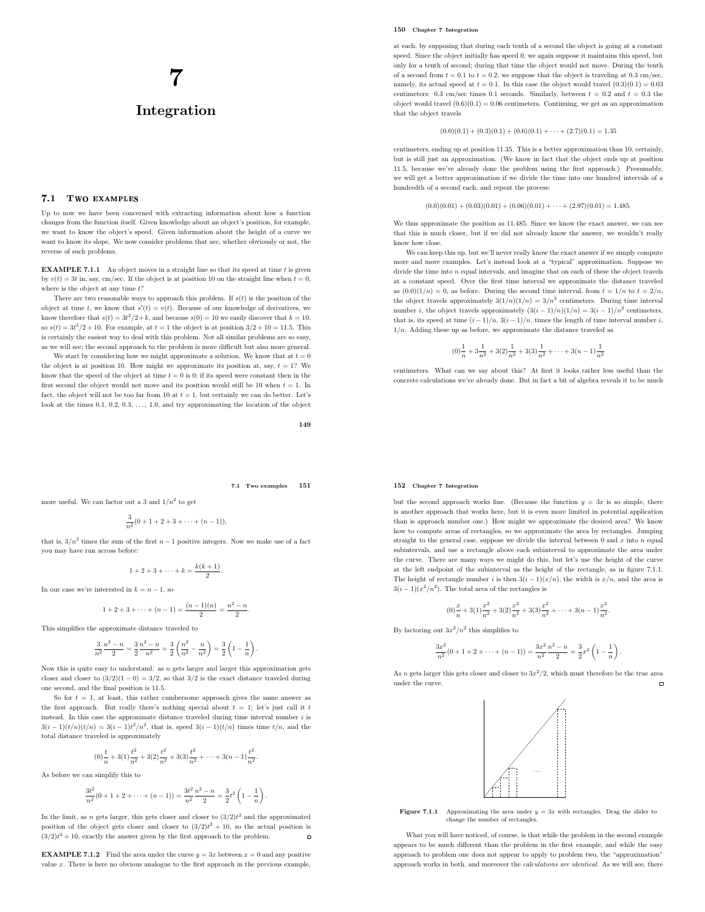# 7

# Integration

## 7.1 Two examples

Up to now we have been concerned with extracting information about how a function changes from the function itself. Given knowledge about an object's position, for example, we want to know the object's speed. Given information about the height of a curve we want to know its slope. We now consider problems that are, whether obviously or not, the reverse of such problems.

**EXAMPLE 7.1.1** An object moves in a straight line so that its speed at time $t$ is given by $v(t) = 3t$ in, say, cm/sec. If the object is at position 10 on the straight line when $t = 0$, where is the object at any time $t$?

There are two reasonable ways to approach this problem. If $s(t)$ is the position of the object at time $t$, we know that $s'(t) = v(t)$. Because of our knowledge of derivatives, we know therefore that $s(t) = 3t^2/2 + k$, and because $s(0) = 10$ we easily discover that $k = 10$, so $s(t) = 3t^2/2 + 10$. For example, at $t = 1$ the object is at position $3/2 + 10 = 11.5$. This is certainly the easiest way to deal with this problem. Not all similar problems are so easy, as we will see; the second approach to the problem is more difficult but also more general.

We start by considering how we might approximate a solution. We know that at $t = 0$ the object is at position 10. How might we approximate its position at, say, $t = 1$? We know that the speed of the object at time $t = 0$ is 0; if its speed were constant then in the first second the object would not move and its position would still be 10 when $t = 1$. In fact, the object will not be too far from 10 at $t = 1$, but certainly we can do better. Let's look at the times 0.1, 0.2, 0.3, ..., 1.0, and try approximating the location of the object at each, by supposing that during each tenth of a second the object is going at a constant speed. Since the object initially has speed 0, we again suppose it maintains this speed, but only for a tenth of second; during that time the object would not move. During the tenth of a second from $t = 0.1$ to $t = 0.2$, we suppose that the object is traveling at 0.3 cm/sec, namely, its actual speed at $t = 0.1$. In this case the object would travel $(0.3)(0.1) = 0.03$ centimeters: 0.3 cm/sec times 0.1 seconds. Similarly, between $t = 0.2$ and $t = 0.3$ the object would travel $(0.6)(0.1) = 0.06$ centimeters. Continuing, we get as an approximation that the object travels

$$(0.0)(0.1) + (0.3)(0.1) + (0.6)(0.1) + \cdots + (2.7)(0.1) = 1.35$$

centimeters, ending up at position 11.35. This is a better approximation than 10, certainly, but is still just an approximation. (We know in fact that the object ends up at position 11.5, because we've already done the problem using the first approach.) Presumably, we will get a better approximation if we divide the time into one hundred intervals of a hundredth of a second each, and repeat the process:

$$(0.0)(0.01) + (0.03)(0.01) + (0.06)(0.01) + \cdots + (2.97)(0.01) = 1.485.$$

We thus approximate the position as 11.485. Since we know the exact answer, we can see that this is much closer, but if we did not already know the answer, we wouldn't really know how close.

We can keep this up, but we'll never really know the exact answer if we simply compute more and more examples. Let's instead look at a "typical" approximation. Suppose we divide the time into $n$ equal intervals, and imagine that on each of these the object travels at a constant speed. Over the first time interval we approximate the distance traveled as $(0.0)(1/n) = 0$, as before. During the second time interval, from $t = 1/n$ to $t = 2/n$, the object travels approximately $3(1/n)(1/n) = 3/n^2$ centimeters. During time interval number $i$, the object travels approximately $(3(i-1)/n)(1/n) = 3(i-1)/n^2$ centimeters, that is, its speed at time $(i-1)/n$, $3(i-1)/n$, times the length of time interval number $i$, $1/n$. Adding these up as before, we approximate the distance traveled as

$$(0)\frac{1}{n} + 3\frac{1}{n^2} + 3(2)\frac{1}{n^2} + 3(3)\frac{1}{n^2} + \cdots + 3(n-1)\frac{1}{n^2}$$

centimeters. What can we say about this? At first it looks rather less useful than the concrete calculations we've already done. But in fact a bit of algebra reveals it to be much more useful. We can factor out a 3 and $1/n^2$ to get

$$\frac{3}{n^2}(0 + 1 + 2 + 3 + \cdots + (n-1)),$$

that is, $3/n^2$ times the sum of the first $n-1$ positive integers. Now we make use of a fact you may have run across before:

$$1 + 2 + 3 + \cdots + k = \frac{k(k+1)}{2}.$$

In our case we're interested in $k = n - 1$, so

$$1 + 2 + 3 + \cdots + (n-1) = \frac{(n-1)(n)}{2} = \frac{n^2 - n}{2}.$$

This simplifies the approximate distance traveled to

$$\frac{3}{n^2}\frac{n^2 - n}{2} = \frac{3}{2}\frac{n^2 - n}{n^2} = \frac{3}{2}\left(\frac{n^2}{n^2} - \frac{n}{n^2}\right) = \frac{3}{2}\left(1 - \frac{1}{n}\right).$$

Now this is quite easy to understand: as $n$ gets larger and larger this approximation gets closer and closer to $(3/2)(1-0) = 3/2$, so that $3/2$ is the exact distance traveled during one second, and the final position is 11.5.

So for $t = 1$, at least, this rather cumbersome approach gives the same answer as the first approach. But really there's nothing special about $t = 1$; let's just call it $t$ instead. In this case the approximate distance traveled during time interval number $i$ is $3(i-1)(t/n)(t/n) = 3(i-1)t^2/n^2$, that is, speed $3(i-1)(t/n)$ times time $t/n$, and the total distance traveled is approximately

$$(0)\frac{t}{n} + 3(1)\frac{t^2}{n^2} + 3(2)\frac{t^2}{n^2} + 3(3)\frac{t^2}{n^2} + \cdots + 3(n-1)\frac{t^2}{n^2}.$$

As before we can simplify this to

$$\frac{3t^2}{n^2}(0 + 1 + 2 + \cdots + (n-1)) = \frac{3t^2}{n^2}\frac{n^2 - n}{2} = \frac{3}{2}t^2\left(1 - \frac{1}{n}\right).$$

In the limit, as $n$ gets larger, this gets closer and closer to $(3/2)t^2$ and the approximated position of the object gets closer and closer to $(3/2)t^2 + 10$, so the actual position is $(3/2)t^2 + 10$, exactly the answer given by the first approach to the problem. □

**EXAMPLE 7.1.2** Find the area under the curve $y = 3x$ between $x = 0$ and any positive value $x$. There is here no obvious analogue to the first approach in the previous example, but the second approach works fine. (Because the function $y = 3x$ is so simple, there is another approach that works here, but it is even more limited in potential application than is approach number one.) How might we approximate the desired area? We know how to compute areas of rectangles, so we approximate the area by rectangles. Jumping straight to the general case, suppose we divide the interval between 0 and $x$ into $n$ equal subintervals, and use a rectangle above each subinterval to approximate the area under the curve. There are many ways we might do this, but let's use the height of the curve at the left endpoint of the subinterval as the height of the rectangle, as in figure 7.1.1. The height of rectangle number $i$ is then $3(i-1)(x/n)$, the width is $x/n$, and the area is $3(i-1)(x^2/n^2)$. The total area of the rectangles is

$$(0)\frac{x}{n} + 3(1)\frac{x^2}{n^2} + 3(2)\frac{x^2}{n^2} + 3(3)\frac{x^2}{n^2} + \cdots + 3(n-1)\frac{x^2}{n^2}.$$

By factoring out $3x^2/n^2$ this simplifies to

$$\frac{3x^2}{n^2}(0 + 1 + 2 + \cdots + (n-1)) = \frac{3x^2}{n^2}\frac{n^2 - n}{2} = \frac{3}{2}x^2\left(1 - \frac{1}{n}\right).$$

As $n$ gets larger this gets closer and closer to $3x^2/2$, which must therefore be the true area under the curve. □

**Figure 7.1.1** Approximating the area under $y = 3x$ with rectangles. Drag the slider to change the number of rectangles.

What you will have noticed, of course, is that while the problem in the second example appears to be much different than the problem in the first example, and while the easy approach to problem one does not appear to apply to problem two, the "approximation" approach works in both, and moreover the *calculations are identical*. As we will see, there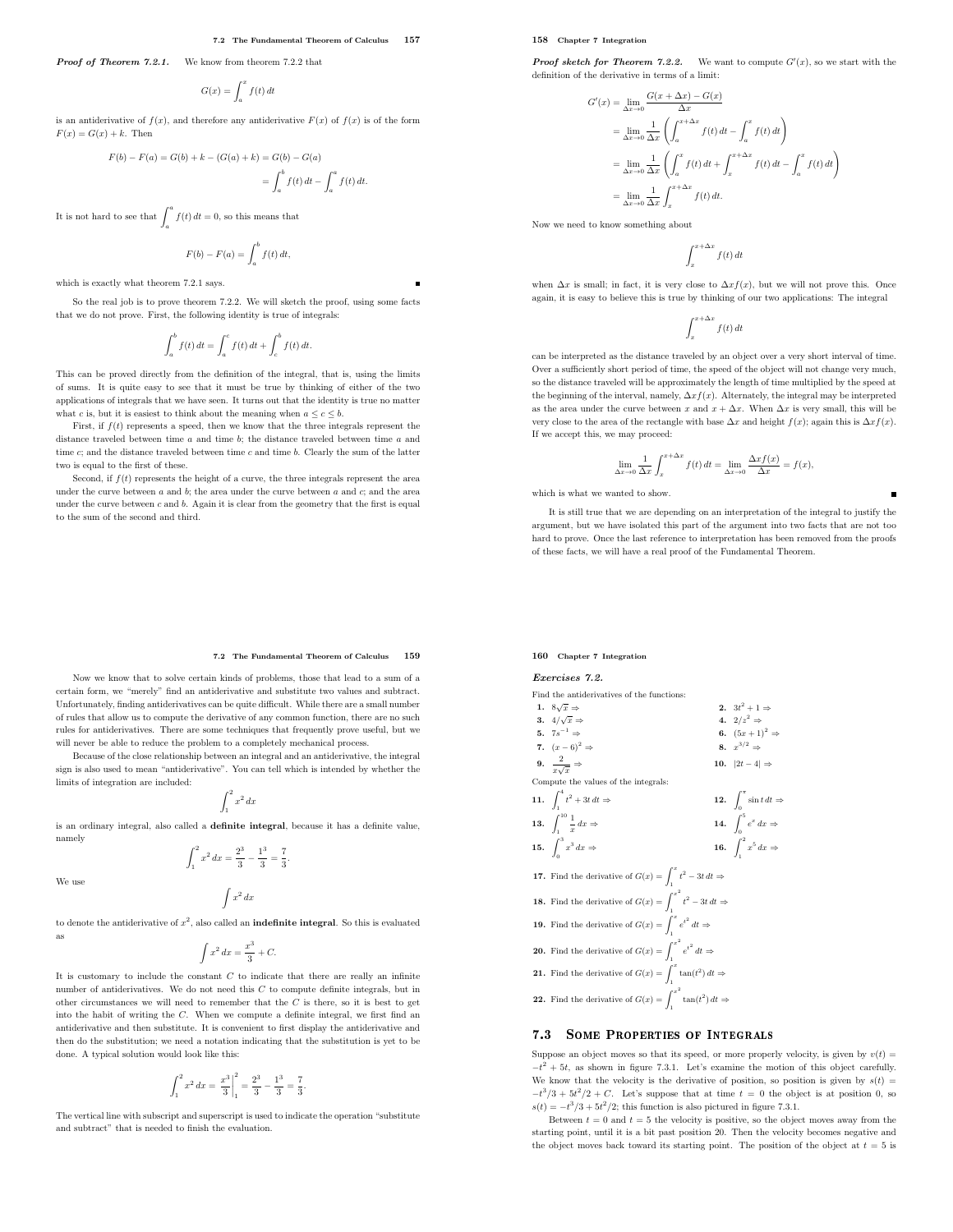***Proof of Theorem 7.2.1.*** We know from theorem 7.2.2 that

$$G(x) = \int_a^x f(t)\,dt$$

is an antiderivative of $f(x)$, and therefore any antiderivative $F(x)$ of $f(x)$ is of the form $F(x) = G(x) + k$. Then

$$F(b) - F(a) = G(b) + k - (G(a) + k) = G(b) - G(a)$$
$$= \int_a^b f(t)\,dt - \int_a^a f(t)\,dt.$$

It is not hard to see that $\int_a^a f(t)\,dt = 0$, so this means that

$$F(b) - F(a) = \int_a^b f(t)\,dt,$$

which is exactly what theorem 7.2.1 says. ∎

So the real job is to prove theorem 7.2.2. We will sketch the proof, using some facts that we do not prove. First, the following identity is true of integrals:

$$\int_a^b f(t)\,dt = \int_a^c f(t)\,dt + \int_c^b f(t)\,dt.$$

This can be proved directly from the definition of the integral, that is, using the limits of sums. It is quite easy to see that it must be true by thinking of either of the two applications of integrals that we have seen. It turns out that the identity is true no matter what $c$ is, but it is easiest to think about the meaning when $a \le c \le b$.

First, if $f(t)$ represents a speed, then we know that the three integrals represent the distance traveled between time $a$ and time $b$; the distance traveled between time $a$ and time $c$; and the distance traveled between time $c$ and time $b$. Clearly the sum of the latter two is equal to the first of these.

Second, if $f(t)$ represents the height of a curve, the three integrals represent the area under the curve between $a$ and $b$; the area under the curve between $a$ and $c$; and the area under the curve between $c$ and $b$. Again it is clear from the geometry that the first is equal to the sum of the second and third.

***Proof sketch for Theorem 7.2.2.*** We want to compute $G'(x)$, so we start with the definition of the derivative in terms of a limit:

$$\begin{aligned}
G'(x) &= \lim_{\Delta x \to 0} \frac{G(x+\Delta x) - G(x)}{\Delta x} \\
&= \lim_{\Delta x \to 0} \frac{1}{\Delta x}\left(\int_a^{x+\Delta x} f(t)\,dt - \int_a^x f(t)\,dt\right) \\
&= \lim_{\Delta x \to 0} \frac{1}{\Delta x}\left(\int_a^{x} f(t)\,dt + \int_x^{x+\Delta x} f(t)\,dt - \int_a^x f(t)\,dt\right) \\
&= \lim_{\Delta x \to 0} \frac{1}{\Delta x}\int_x^{x+\Delta x} f(t)\,dt.
\end{aligned}$$

Now we need to know something about

$$\int_x^{x+\Delta x} f(t)\,dt$$

when $\Delta x$ is small; in fact, it is very close to $\Delta x f(x)$, but we will not prove this. Once again, it is easy to believe this is true by thinking of our two applications: The integral

$$\int_x^{x+\Delta x} f(t)\,dt$$

can be interpreted as the distance traveled by an object over a very short interval of time. Over a sufficiently short period of time, the speed of the object will not change very much, so the distance traveled will be approximately the length of time multiplied by the speed at the beginning of the interval, namely, $\Delta x f(x)$. Alternately, the integral may be interpreted as the area under the curve between $x$ and $x+\Delta x$. When $\Delta x$ is very small, this will be very close to the area of the rectangle with base $\Delta x$ and height $f(x)$; again this is $\Delta x f(x)$. If we accept this, we may proceed:

$$\lim_{\Delta x \to 0} \frac{1}{\Delta x}\int_x^{x+\Delta x} f(t)\,dt = \lim_{\Delta x \to 0} \frac{\Delta x f(x)}{\Delta x} = f(x),$$

which is what we wanted to show. ∎

It is still true that we are depending on an interpretation of the integral to justify the argument, but we have isolated this part of the argument into two facts that are not too hard to prove. Once the last reference to interpretation has been removed from the proofs of these facts, we will have a real proof of the Fundamental Theorem.

Now we know that to solve certain kinds of problems, those that lead to a sum of a certain form, we "merely" find an antiderivative and substitute two values and subtract. Unfortunately, finding antiderivatives can be quite difficult. While there are a small number of rules that allow us to compute the derivative of any common function, there are no such rules for antiderivatives. There are some techniques that frequently prove useful, but we will never be able to reduce the problem to a completely mechanical process.

Because of the close relationship between an integral and an antiderivative, the integral sign is also used to mean "antiderivative". You can tell which is intended by whether the limits of integration are included:

$$\int_1^2 x^2\,dx$$

is an ordinary integral, also called a **definite integral**, because it has a definite value, namely

$$\int_1^2 x^2\,dx = \frac{2^3}{3} - \frac{1^3}{3} = \frac{7}{3}.$$

We use

$$\int x^2\,dx$$

to denote the antiderivative of $x^2$, also called an **indefinite integral**. So this is evaluated as

$$\int x^2\,dx = \frac{x^3}{3} + C.$$

It is customary to include the constant $C$ to indicate that there are really an infinite number of antiderivatives. We do not need this $C$ to compute definite integrals, but in other circumstances we will need to remember that the $C$ is there, so it is best to get into the habit of writing the $C$. When we compute a definite integral, we first find an antiderivative and then substitute. It is convenient to first display the antiderivative and then do the substitution; we need a notation indicating that the substitution is yet to be done. A typical solution would look like this:

$$\int_1^2 x^2\,dx = \left.\frac{x^3}{3}\right|_1^2 = \frac{2^3}{3} - \frac{1^3}{3} = \frac{7}{3}.$$

The vertical line with subscript and superscript is used to indicate the operation "substitute and subtract" that is needed to finish the evaluation.

### *Exercises 7.2.*

Find the antiderivatives of the functions:

1. $8\sqrt{x} \Rightarrow$
2. $3t^2 + 1 \Rightarrow$
3. $4/\sqrt{x} \Rightarrow$
4. $2/z^2 \Rightarrow$
5. $7s^{-1} \Rightarrow$
6. $(5x+1)^2 \Rightarrow$
7. $(x-6)^2 \Rightarrow$
8. $x^{3/2} \Rightarrow$
9. $\dfrac{2}{x\sqrt{x}} \Rightarrow$
10. $|2t-4| \Rightarrow$

Compute the values of the integrals:

11. $\int_1^4 t^2 + 3t\,dt \Rightarrow$
12. $\int_0^\pi \sin t\,dt \Rightarrow$
13. $\int_1^{10} \frac{1}{x}\,dx \Rightarrow$
14. $\int_0^5 e^x\,dx \Rightarrow$
15. $\int_0^3 x^3\,dx \Rightarrow$
16. $\int_1^2 x^5\,dx \Rightarrow$
17. Find the derivative of $G(x) = \int_1^x t^2 - 3t\,dt \Rightarrow$
18. Find the derivative of $G(x) = \int_1^{x^2} t^2 - 3t\,dt \Rightarrow$
19. Find the derivative of $G(x) = \int_1^x e^{t^2}\,dt \Rightarrow$
20. Find the derivative of $G(x) = \int_1^{x^2} e^{t^2}\,dt \Rightarrow$
21. Find the derivative of $G(x) = \int_1^x \tan(t^2)\,dt \Rightarrow$
22. Find the derivative of $G(x) = \int_1^{x^2} \tan(t^2)\,dt \Rightarrow$

## 7.3 Some Properties of Integrals

Suppose an object moves so that its speed, or more properly velocity, is given by $v(t) = -t^2 + 5t$, as shown in figure 7.3.1. Let's examine the motion of this object carefully. We know that the velocity is the derivative of position, so position is given by $s(t) = -t^3/3 + 5t^2/2 + C$. Let's suppose that at time $t = 0$ the object is at position 0, so $s(t) = -t^3/3 + 5t^2/2$; this function is also pictured in figure 7.3.1.

Between $t = 0$ and $t = 5$ the velocity is positive, so the object moves away from the starting point, until it is a bit past position 20. Then the velocity becomes negative and the object moves back toward its starting point. The position of the object at $t = 5$ is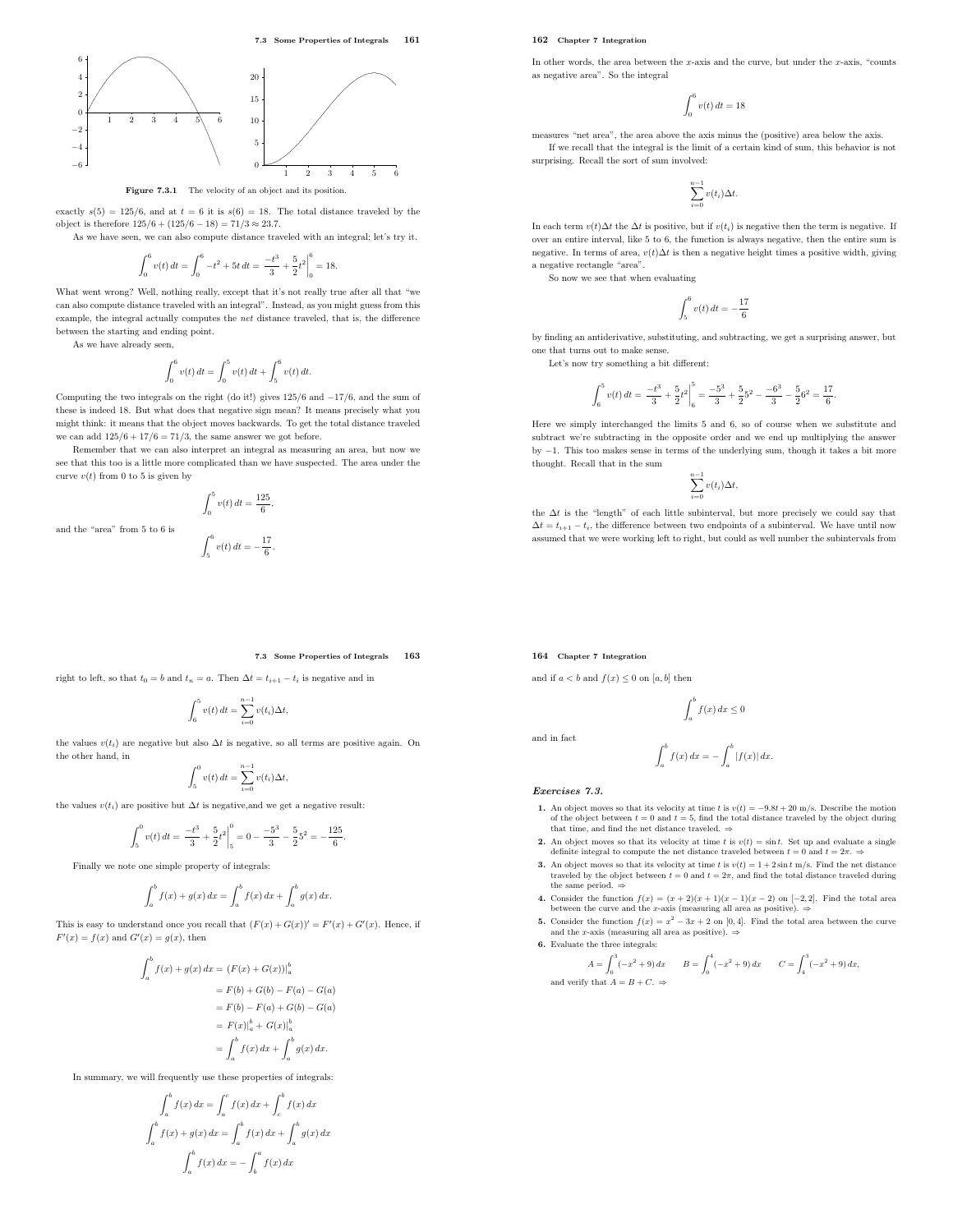exactly $s(5) = 125/6$, and at $t = 6$ it is $s(6) = 18$. The total distance traveled by the object is therefore $125/6 + (125/6 - 18) = 71/3 \approx 23.7$.

As we have seen, we can also compute distance traveled with an integral; let's try it.

$$\int_0^6 v(t)\,dt = \int_0^6 -t^2 + 5t\,dt = \left.\frac{-t^3}{3} + \frac{5}{2}t^2\right|_0^6 = 18.$$

What went wrong? Well, nothing really, except that it's not really true after all that "we can also compute distance traveled with an integral". Instead, as you might guess from this example, the integral actually computes the *net* distance traveled, that is, the difference between the starting and ending point.

As we have already seen,

$$\int_0^6 v(t)\,dt = \int_0^5 v(t)\,dt + \int_5^6 v(t)\,dt.$$

Computing the two integrals on the right (do it!) gives $125/6$ and $-17/6$, and the sum of these is indeed 18. But what does that negative sign mean? It means precisely what you might think: it means that the object moves backwards. To get the total distance traveled we can add $125/6 + 17/6 = 71/3$, the same answer we got before.

Remember that we can also interpret an integral as measuring an area, but now we see that this too is a little more complicated than we have suspected. The area under the curve $v(t)$ from 0 to 5 is given by

$$\int_0^5 v(t)\,dt = \frac{125}{6},$$

and the "area" from 5 to 6 is

$$\int_5^6 v(t)\,dt = -\frac{17}{6}.$$

0
2
4
6
−2
−4
−6
1 2 3 4 5 6

0
5
10
15
20
1 2 3 4 5 6

Figure 7.3.1 The velocity of an object and its position.

In other words, the area between the $x$-axis and the curve, but under the $x$-axis, "counts as negative area". So the integral

$$\int_0^6 v(t)\,dt = 18$$

measures "net area", the area above the axis minus the (positive) area below the axis.

If we recall that the integral is the limit of a certain kind of sum, this behavior is not surprising. Recall the sort of sum involved:

$$\sum_{i=0}^{n-1} v(t_i)\Delta t.$$

In each term $v(t)\Delta t$ the $\Delta t$ is positive, but if $v(t_i)$ is negative then the term is negative. If over an entire interval, like 5 to 6, the function is always negative, then the entire sum is negative. In terms of area, $v(t)\Delta t$ is then a negative height times a positive width, giving a negative rectangle "area".

So now we see that when evaluating

$$\int_5^6 v(t)\,dt = -\frac{17}{6}$$

by finding an antiderivative, substituting, and subtracting, we get a surprising answer, but one that turns out to make sense.

Let's now try something a bit different:

$$\int_6^5 v(t)\,dt = \left.\frac{-t^3}{3} + \frac{5}{2}t^2\right|_6^5 = \frac{-5^3}{3} + \frac{5}{2}5^2 - \frac{-6^3}{3} - \frac{5}{2}6^2 = \frac{17}{6}.$$

Here we simply interchanged the limits 5 and 6, so of course when we substitute and subtract we're subtracting in the opposite order and we end up multiplying the answer by $-1$. This too makes sense in terms of the underlying sum, though it takes a bit more thought. Recall that in the sum

$$\sum_{i=0}^{n-1} v(t_i)\Delta t,$$

the $\Delta t$ is the "length" of each little subinterval, but more precisely we could say that $\Delta t = t_{i+1} - t_i$, the difference between two endpoints of a subinterval. We have until now assumed that we were working left to right, but could as well number the subintervals from right to left, so that $t_0 = b$ and $t_n = a$. Then $\Delta t = t_{i+1} - t_i$ is negative and in

$$\int_6^5 v(t)\,dt = \sum_{i=0}^{n-1} v(t_i)\Delta t,$$

the values $v(t_i)$ are negative but also $\Delta t$ is negative, so all terms are positive again. On the other hand, in

$$\int_5^0 v(t)\,dt = \sum_{i=0}^{n-1} v(t_i)\Delta t,$$

the values $v(t_i)$ are positive but $\Delta t$ is negative,and we get a negative result:

$$\int_5^0 v(t)\,dt = \left.\frac{-t^3}{3} + \frac{5}{2}t^2\right|_5^0 = 0 - \frac{-5^3}{3} - \frac{5}{2}5^2 = -\frac{125}{6}.$$

Finally we note one simple property of integrals:

$$\int_a^b f(x) + g(x)\,dx = \int_a^b f(x)\,dx + \int_a^b g(x)\,dx.$$

This is easy to understand once you recall that $(F(x) + G(x))' = F'(x) + G'(x)$. Hence, if $F'(x) = f(x)$ and $G'(x) = g(x)$, then

$$\begin{aligned}
\int_a^b f(x) + g(x)\,dx &= (F(x) + G(x))\big|_a^b \\
&= F(b) + G(b) - F(a) - G(a) \\
&= F(b) - F(a) + G(b) - G(a) \\
&= F(x)|_a^b + G(x)|_a^b \\
&= \int_a^b f(x)\,dx + \int_a^b g(x)\,dx.
\end{aligned}$$

In summary, we will frequently use these properties of integrals:

$$\int_a^b f(x)\,dx = \int_a^c f(x)\,dx + \int_c^b f(x)\,dx$$

$$\int_a^b f(x) + g(x)\,dx = \int_a^b f(x)\,dx + \int_a^b g(x)\,dx$$

$$\int_a^b f(x)\,dx = -\int_b^a f(x)\,dx$$

and if $a < b$ and $f(x) \le 0$ on $[a, b]$ then

$$\int_a^b f(x)\,dx \le 0$$

and in fact

$$\int_a^b f(x)\,dx = -\int_a^b |f(x)|\,dx.$$

### *Exercises 7.3.*

1. An object moves so that its velocity at time $t$ is $v(t) = -9.8t + 20$ m/s. Describe the motion of the object between $t = 0$ and $t = 5$, find the total distance traveled by the object during that time, and find the net distance traveled. ⇒
2. An object moves so that its velocity at time $t$ is $v(t) = \sin t$. Set up and evaluate a single definite integral to compute the net distance traveled between $t = 0$ and $t = 2\pi$. ⇒
3. An object moves so that its velocity at time $t$ is $v(t) = 1 + 2\sin t$ m/s. Find the net distance traveled by the object between $t = 0$ and $t = 2\pi$, and find the total distance traveled during the same period. ⇒
4. Consider the function $f(x) = (x+2)(x+1)(x-1)(x-2)$ on $[-2, 2]$. Find the total area between the curve and the $x$-axis (measuring all area as positive). ⇒
5. Consider the function $f(x) = x^2 - 3x + 2$ on $[0, 4]$. Find the total area between the curve and the $x$-axis (measuring all area as positive). ⇒
6. Evaluate the three integrals:

$$A = \int_0^3 (-x^2 + 9)\,dx \qquad B = \int_0^4 (-x^2 + 9)\,dx \qquad C = \int_4^3 (-x^2 + 9)\,dx,$$

and verify that $A = B + C$. ⇒